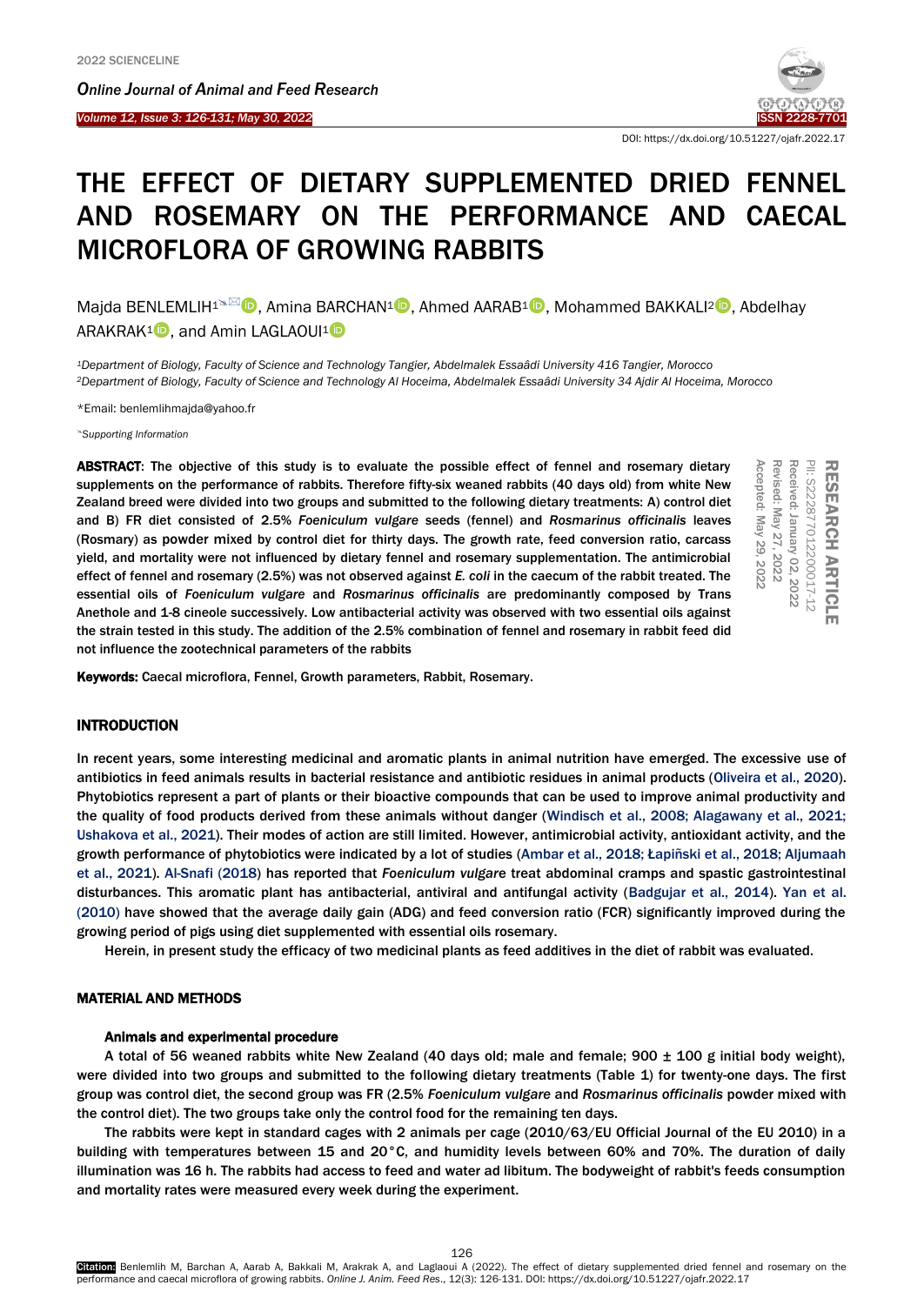DOI: https://dx.doi.org/10.51227/ojafr.2022.17

# THE EFFECT OF DIETARY SUPPLEMENTED DRIED FENNEL AND ROSEMARY ON THE PERFORMANCE AND CAECAL MICROFLORA OF GROWING RABBITS

Majda BENLEMLIH[1], Amina BARCHAN[1], Ahmed AARAB[1], Mohammed BAKKALI[2], Abdelhay ARAKRAK[1], and Amin LAGLAOUI[1]

[1]*Department of Biology, Faculty of Science and Technology Tangier, Abdelmalek Essaâdi University 416 Tangier, Morocco*
[2]*Department of Biology, Faculty of Science and Technology Al Hoceima, Abdelmalek Essaâdi University 34 Ajdir Al Hoceima, Morocco*

*Email: benlemlihmajda@yahoo.fr

*Supporting Information*

**RESEARCH ARTICLE**
PII: S222877012200017-12
Received: January 02, 2022
Revised: May 27, 2022
Accepted: May 29, 2022

**ABSTRACT**: The objective of this study is to evaluate the possible effect of fennel and rosemary dietary supplements on the performance of rabbits. Therefore fifty-six weaned rabbits (40 days old) from white New Zealand breed were divided into two groups and submitted to the following dietary treatments: A) control diet and B) FR diet consisted of 2.5% *Foeniculum vulgare* seeds (fennel) and *Rosmarinus officinalis* leaves (Rosmary) as powder mixed by control diet for thirty days. The growth rate, feed conversion ratio, carcass yield, and mortality were not influenced by dietary fennel and rosemary supplementation. The antimicrobial effect of fennel and rosemary (2.5%) was not observed against *E. coli* in the caecum of the rabbit treated. The essential oils of *Foeniculum vulgare* and *Rosmarinus officinalis* are predominantly composed by Trans Anethole and 1-8 cineole successively. Low antibacterial activity was observed with two essential oils against the strain tested in this study. The addition of the 2.5% combination of fennel and rosemary in rabbit feed did not influence the zootechnical parameters of the rabbits

**Keywords:** Caecal microflora, Fennel, Growth parameters, Rabbit, Rosemary.

## INTRODUCTION

In recent years, some interesting medicinal and aromatic plants in animal nutrition have emerged. The excessive use of antibiotics in feed animals results in bacterial resistance and antibiotic residues in animal products (Oliveira et al., 2020). Phytobiotics represent a part of plants or their bioactive compounds that can be used to improve animal productivity and the quality of food products derived from these animals without danger (Windisch et al., 2008; Alagawany et al., 2021; Ushakova et al., 2021). Their modes of action are still limited. However, antimicrobial activity, antioxidant activity, and the growth performance of phytobiotics were indicated by a lot of studies (Ambar et al., 2018; Łapiñski et al., 2018; Aljumaah et al., 2021). Al-Snafi (2018) has reported that *Foeniculum vulgare* treat abdominal cramps and spastic gastrointestinal disturbances. This aromatic plant has antibacterial, antiviral and antifungal activity (Badgujar et al., 2014). Yan et al. (2010) have showed that the average daily gain (ADG) and feed conversion ratio (FCR) significantly improved during the growing period of pigs using diet supplemented with essential oils rosemary.

Herein, in present study the efficacy of two medicinal plants as feed additives in the diet of rabbit was evaluated.

## MATERIAL AND METHODS

### Animals and experimental procedure

A total of 56 weaned rabbits white New Zealand (40 days old; male and female; 900 ± 100 g initial body weight), were divided into two groups and submitted to the following dietary treatments (Table 1) for twenty-one days. The first group was control diet, the second group was FR (2.5% *Foeniculum vulgare* and *Rosmarinus officinalis* powder mixed with the control diet). The two groups take only the control food for the remaining ten days.

The rabbits were kept in standard cages with 2 animals per cage (2010/63/EU Official Journal of the EU 2010) in a building with temperatures between 15 and 20°C, and humidity levels between 60% and 70%. The duration of daily illumination was 16 h. The rabbits had access to feed and water ad libitum. The bodyweight of rabbit's feeds consumption and mortality rates were measured every week during the experiment.

Citation: Benlemlih M, Barchan A, Aarab A, Bakkali M, Arakrak A, and Laglaoui A (2022). The effect of dietary supplemented dried fennel and rosemary on the performance and caecal microflora of growing rabbits. *Online J. Anim. Feed Res.*, 12(3): 126-131. DOI: https://dx.doi.org/10.51227/ojafr.2022.17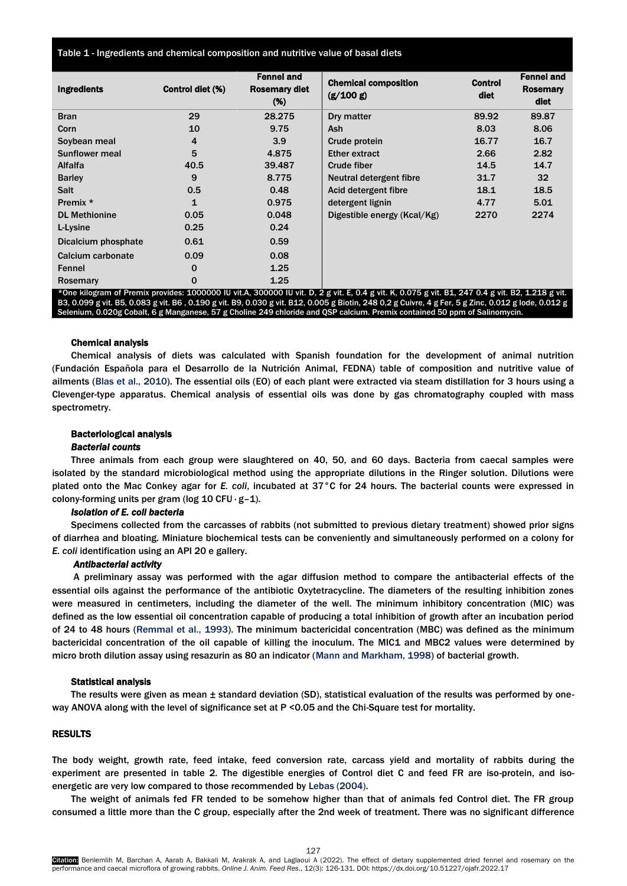Table 1 - Ingredients and chemical composition and nutritive value of basal diets

| Ingredients | Control diet (%) | Fennel and Rosemary diet (%) | Chemical composition (g/100 g) | Control diet | Fennel and Rosemary diet |
|---|---|---|---|---|---|
| Bran | 29 | 28.275 | Dry matter | 89.92 | 89.87 |
| Corn | 10 | 9.75 | Ash | 8.03 | 8.06 |
| Soybean meal | 4 | 3.9 | Crude protein | 16.77 | 16.7 |
| Sunflower meal | 5 | 4.875 | Ether extract | 2.66 | 2.82 |
| Alfalfa | 40.5 | 39.487 | Crude fiber | 14.5 | 14.7 |
| Barley | 9 | 8.775 | Neutral detergent fibre | 31.7 | 32 |
| Salt | 0.5 | 0.48 | Acid detergent fibre | 18.1 | 18.5 |
| Premix * | 1 | 0.975 | detergent lignin | 4.77 | 5.01 |
| DL Methionine | 0.05 | 0.048 | Digestible energy (Kcal/Kg) | 2270 | 2274 |
| L-Lysine | 0.25 | 0.24 | | | |
| Dicalcium phosphate | 0.61 | 0.59 | | | |
| Calcium carbonate | 0.09 | 0.08 | | | |
| Fennel | 0 | 1.25 | | | |
| Rosemary | 0 | 1.25 | | | |

*One kilogram of Premix provides: 1000000 IU vit.A, 300000 IU vit. D, 2 g vit. E, 0.4 g vit. K, 0.075 g vit. B1, 247 0.4 g vit. B2, 1.218 g vit. B3, 0.099 g vit. B5, 0.083 g vit. B6 , 0.190 g vit. B9, 0.030 g vit. B12, 0.005 g Biotin, 248 0,2 g Cuivre, 4 g Fer, 5 g Zinc, 0.012 g Iode, 0.012 g Selenium, 0.020g Cobalt, 6 g Manganese, 57 g Choline 249 chloride and QSP calcium. Premix contained 50 ppm of Salinomycin.

### Chemical analysis

Chemical analysis of diets was calculated with Spanish foundation for the development of animal nutrition (Fundación Española para el Desarrollo de la Nutrición Animal, FEDNA) table of composition and nutritive value of ailments (Blas et al., 2010). The essential oils (EO) of each plant were extracted via steam distillation for 3 hours using a Clevenger-type apparatus. Chemical analysis of essential oils was done by gas chromatography coupled with mass spectrometry.

### Bacteriological analysis

#### *Bacterial counts*

Three animals from each group were slaughtered on 40, 50, and 60 days. Bacteria from caecal samples were isolated by the standard microbiological method using the appropriate dilutions in the Ringer solution. Dilutions were plated onto the Mac Conkey agar for *E. coli*, incubated at 37°C for 24 hours. The bacterial counts were expressed in colony-forming units per gram (log 10 $CFU \cdot g^{-1}$).

#### *Isolation of E. coli bacteria*

Specimens collected from the carcasses of rabbits (not submitted to previous dietary treatment) showed prior signs of diarrhea and bloating. Miniature biochemical tests can be conveniently and simultaneously performed on a colony for *E. coli* identification using an API 20 e gallery.

#### *Antibacterial activity*

A preliminary assay was performed with the agar diffusion method to compare the antibacterial effects of the essential oils against the performance of the antibiotic Oxytetracycline. The diameters of the resulting inhibition zones were measured in centimeters, including the diameter of the well. The minimum inhibitory concentration (MIC) was defined as the low essential oil concentration capable of producing a total inhibition of growth after an incubation period of 24 to 48 hours (Remmal et al., 1993). The minimum bactericidal concentration (MBC) was defined as the minimum bactericidal concentration of the oil capable of killing the inoculum. The MIC1 and MBC2 values were determined by micro broth dilution assay using resazurin as 80 an indicator (Mann and Markham, 1998) of bacterial growth.

### Statistical analysis

The results were given as mean ± standard deviation (SD), statistical evaluation of the results was performed by one-way ANOVA along with the level of significance set at $P < 0.05$ and the Chi-Square test for mortality.

## RESULTS

The body weight, growth rate, feed intake, feed conversion rate, carcass yield and mortality of rabbits during the experiment are presented in table 2. The digestible energies of Control diet C and feed FR are iso-protein, and iso-energetic are very low compared to those recommended by Lebas (2004).

The weight of animals fed FR tended to be somehow higher than that of animals fed Control diet. The FR group consumed a little more than the C group, especially after the 2nd week of treatment. There was no significant difference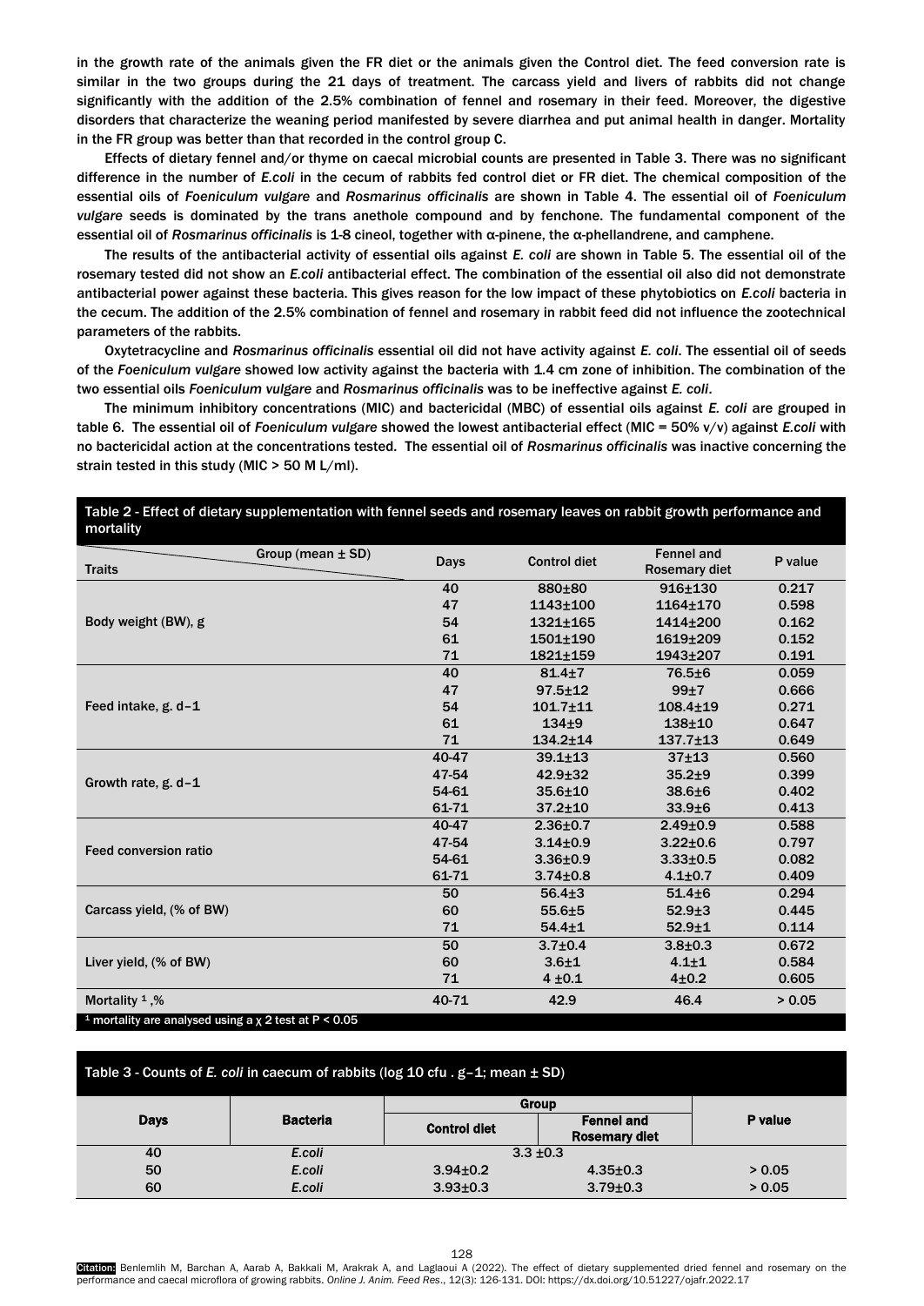in the growth rate of the animals given the FR diet or the animals given the Control diet. The feed conversion rate is similar in the two groups during the 21 days of treatment. The carcass yield and livers of rabbits did not change significantly with the addition of the 2.5% combination of fennel and rosemary in their feed. Moreover, the digestive disorders that characterize the weaning period manifested by severe diarrhea and put animal health in danger. Mortality in the FR group was better than that recorded in the control group C.

Effects of dietary fennel and/or thyme on caecal microbial counts are presented in Table 3. There was no significant difference in the number of *E.coli* in the cecum of rabbits fed control diet or FR diet. The chemical composition of the essential oils of *Foeniculum vulgare* and *Rosmarinus officinalis* are shown in Table 4. The essential oil of *Foeniculum vulgare* seeds is dominated by the trans anethole compound and by fenchone. The fundamental component of the essential oil of *Rosmarinus officinalis* is 1-8 cineol, together with α-pinene, the α-phellandrene, and camphene.

The results of the antibacterial activity of essential oils against *E. coli* are shown in Table 5. The essential oil of the rosemary tested did not show an *E.coli* antibacterial effect. The combination of the essential oil also did not demonstrate antibacterial power against these bacteria. This gives reason for the low impact of these phytobiotics on *E.coli* bacteria in the cecum. The addition of the 2.5% combination of fennel and rosemary in rabbit feed did not influence the zootechnical parameters of the rabbits.

Oxytetracycline and *Rosmarinus officinalis* essential oil did not have activity against *E. coli*. The essential oil of seeds of the *Foeniculum vulgare* showed low activity against the bacteria with 1.4 cm zone of inhibition. The combination of the two essential oils *Foeniculum vulgare* and *Rosmarinus officinalis* was to be ineffective against *E. coli*.

The minimum inhibitory concentrations (MIC) and bactericidal (MBC) of essential oils against *E. coli* are grouped in table 6. The essential oil of *Foeniculum vulgare* showed the lowest antibacterial effect (MIC = 50% v/v) against *E.coli* with no bactericidal action at the concentrations tested. The essential oil of *Rosmarinus officinalis* was inactive concerning the strain tested in this study (MIC > 50 M L/ml).

**Table 2 - Effect of dietary supplementation with fennel seeds and rosemary leaves on rabbit growth performance and mortality**

| Traits \ Group (mean ± SD) | Days | Control diet | Fennel and Rosemary diet | P value |
|---|---|---|---|---|
| Body weight (BW), g | 40 | 880±80 | 916±130 | 0.217 |
| | 47 | 1143±100 | 1164±170 | 0.598 |
| | 54 | 1321±165 | 1414±200 | 0.162 |
| | 61 | 1501±190 | 1619±209 | 0.152 |
| | 71 | 1821±159 | 1943±207 | 0.191 |
| Feed intake, g. d−1 | 40 | 81.4±7 | 76.5±6 | 0.059 |
| | 47 | 97.5±12 | 99±7 | 0.666 |
| | 54 | 101.7±11 | 108.4±19 | 0.271 |
| | 61 | 134±9 | 138±10 | 0.647 |
| | 71 | 134.2±14 | 137.7±13 | 0.649 |
| Growth rate, g. d−1 | 40-47 | 39.1±13 | 37±13 | 0.560 |
| | 47-54 | 42.9±32 | 35.2±9 | 0.399 |
| | 54-61 | 35.6±10 | 38.6±6 | 0.402 |
| | 61-71 | 37.2±10 | 33.9±6 | 0.413 |
| Feed conversion ratio | 40-47 | 2.36±0.7 | 2.49±0.9 | 0.588 |
| | 47-54 | 3.14±0.9 | 3.22±0.6 | 0.797 |
| | 54-61 | 3.36±0.9 | 3.33±0.5 | 0.082 |
| | 61-71 | 3.74±0.8 | 4.1±0.7 | 0.409 |
| Carcass yield, (% of BW) | 50 | 56.4±3 | 51.4±6 | 0.294 |
| | 60 | 55.6±5 | 52.9±3 | 0.445 |
| | 71 | 54.4±1 | 52.9±1 | 0.114 |
| Liver yield, (% of BW) | 50 | 3.7±0.4 | 3.8±0.3 | 0.672 |
| | 60 | 3.6±1 | 4.1±1 | 0.584 |
| | 71 | 4 ±0.1 | 4±0.2 | 0.605 |
| Mortality [1],% | 40-71 | 42.9 | 46.4 | > 0.05 |

[1] mortality are analysed using a $\chi^2$ test at $P < 0.05$

**Table 3 - Counts of *E. coli* in caecum of rabbits (log 10 cfu . g−1; mean ± SD)**

| Days | Bacteria | Group | | P value |
|---|---|---|---|---|
| | | Control diet | Fennel and Rosemary diet | |
| 40 | *E.coli* | 3.3 ±0.3 | | |
| 50 | *E.coli* | 3.94±0.2 | 4.35±0.3 | > 0.05 |
| 60 | *E.coli* | 3.93±0.3 | 3.79±0.3 | > 0.05 |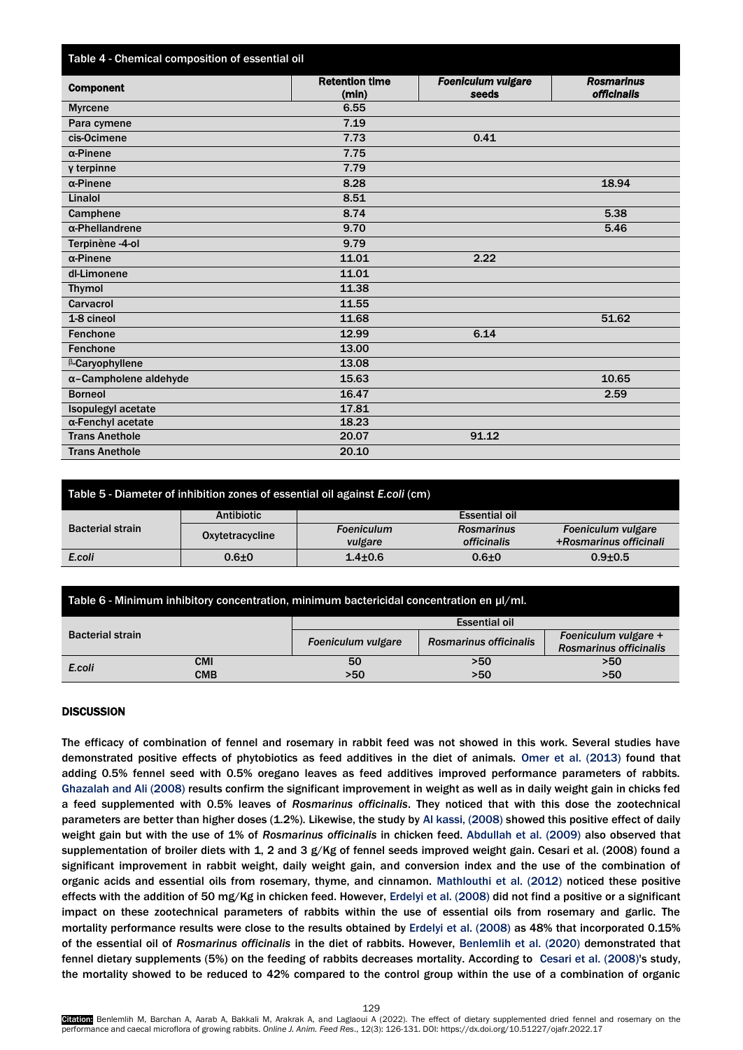Table 4 - Chemical composition of essential oil

| Component | Retention time (min) | *Foeniculum vulgare* seeds | *Rosmarinus officinalis* |
|---|---|---|---|
| Myrcene | 6.55 | | |
| Para cymene | 7.19 | | |
| cis-Ocimene | 7.73 | 0.41 | |
| α-Pinene | 7.75 | | |
| γ terpinne | 7.79 | | |
| α-Pinene | 8.28 | | 18.94 |
| Linalol | 8.51 | | |
| Camphene | 8.74 | | 5.38 |
| α-Phellandrene | 9.70 | | 5.46 |
| Terpinène -4-ol | 9.79 | | |
| α-Pinene | 11.01 | 2.22 | |
| dl-Limonene | 11.01 | | |
| Thymol | 11.38 | | |
| Carvacrol | 11.55 | | |
| 1-8 cineol | 11.68 | | 51.62 |
| Fenchone | 12.99 | 6.14 | |
| Fenchone | 13.00 | | |
| β-Caryophyllene | 13.08 | | |
| α–Campholene aldehyde | 15.63 | | 10.65 |
| Borneol | 16.47 | | 2.59 |
| Isopulegyl acetate | 17.81 | | |
| α-Fenchyl acetate | 18.23 | | |
| Trans Anethole | 20.07 | 91.12 | |
| Trans Anethole | 20.10 | | |

Table 5 - Diameter of inhibition zones of essential oil against *E.coli* (cm)

| Bacterial strain | Antibiotic | Essential oil | | |
|---|---|---|---|---|
| | Oxytetracycline | *Foeniculum vulgare* | *Rosmarinus officinalis* | *Foeniculum vulgare +Rosmarinus officinali* |
| *E.coli* | 0.6±0 | 1.4±0.6 | 0.6±0 | 0.9±0.5 |

Table 6 - Minimum inhibitory concentration, minimum bactericidal concentration en µl/ml.

| Bacterial strain | | Essential oil | | |
|---|---|---|---|---|
| | | *Foeniculum vulgare* | *Rosmarinus officinalis* | *Foeniculum vulgare + Rosmarinus officinalis* |
| *E.coli* | CMI | 50 | >50 | >50 |
| | CMB | >50 | >50 | >50 |

## DISCUSSION

The efficacy of combination of fennel and rosemary in rabbit feed was not showed in this work. Several studies have demonstrated positive effects of phytobiotics as feed additives in the diet of animals. Omer et al. (2013) found that adding 0.5% fennel seed with 0.5% oregano leaves as feed additives improved performance parameters of rabbits. Ghazalah and Ali (2008) results confirm the significant improvement in weight as well as in daily weight gain in chicks fed a feed supplemented with 0.5% leaves of *Rosmarinus officinalis*. They noticed that with this dose the zootechnical parameters are better than higher doses (1.2%). Likewise, the study by Al kassi, (2008) showed this positive effect of daily weight gain but with the use of 1% of *Rosmarinus officinalis* in chicken feed. Abdullah et al. (2009) also observed that supplementation of broiler diets with 1, 2 and 3 g/Kg of fennel seeds improved weight gain. Cesari et al. (2008) found a significant improvement in rabbit weight, daily weight gain, and conversion index and the use of the combination of organic acids and essential oils from rosemary, thyme, and cinnamon. Mathlouthi et al. (2012) noticed these positive effects with the addition of 50 mg/Kg in chicken feed. However, Erdelyi et al. (2008) did not find a positive or a significant impact on these zootechnical parameters of rabbits within the use of essential oils from rosemary and garlic. The mortality performance results were close to the results obtained by Erdelyi et al. (2008) as 48% that incorporated 0.15% of the essential oil of *Rosmarinus officinalis* in the diet of rabbits. However, Benlemlih et al. (2020) demonstrated that fennel dietary supplements (5%) on the feeding of rabbits decreases mortality. According to Cesari et al. (2008)'s study, the mortality showed to be reduced to 42% compared to the control group within the use of a combination of organic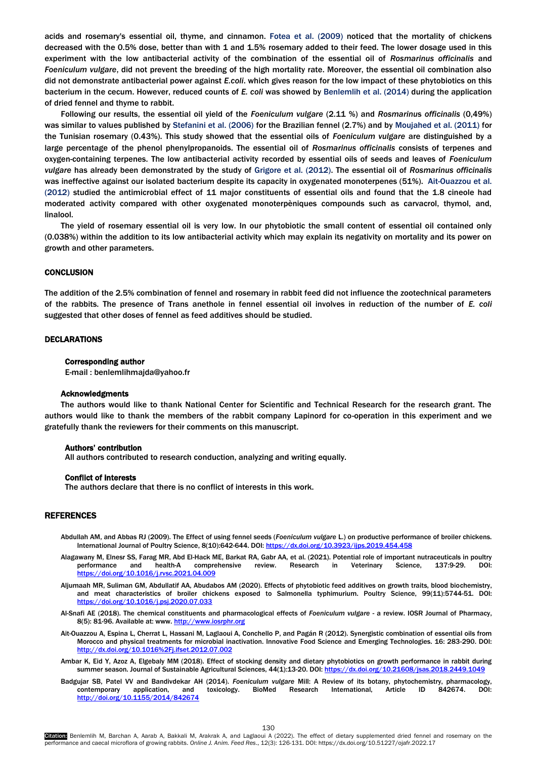acids and rosemary's essential oil, thyme, and cinnamon. Fotea et al. (2009) noticed that the mortality of chickens decreased with the 0.5% dose, better than with 1 and 1.5% rosemary added to their feed. The lower dosage used in this experiment with the low antibacterial activity of the combination of the essential oil of *Rosmarinus officinalis* and *Foeniculum vulgare*, did not prevent the breeding of the high mortality rate. Moreover, the essential oil combination also did not demonstrate antibacterial power against *E.coli*. which gives reason for the low impact of these phytobiotics on this bacterium in the cecum. However, reduced counts of *E. coli* was showed by Benlemlih et al. (2014) during the application of dried fennel and thyme to rabbit.

Following our results, the essential oil yield of the *Foeniculum vulgare* (2.11 %) and *Rosmarinus officinalis* (0,49%) was similar to values published by Stefanini et al. (2006) for the Brazilian fennel (2.7%) and by Moujahed et al. (2011) for the Tunisian rosemary (0.43%). This study showed that the essential oils of *Foeniculum vulgare* are distinguished by a large percentage of the phenol phenylpropanoids. The essential oil of *Rosmarinus officinalis* consists of terpenes and oxygen-containing terpenes. The low antibacterial activity recorded by essential oils of seeds and leaves of *Foeniculum vulgare* has already been demonstrated by the study of Grigore et al. (2012). The essential oil of *Rosmarinus officinalis* was ineffective against our isolated bacterium despite its capacity in oxygenated monoterpenes (51%). Ait-Ouazzou et al. (2012) studied the antimicrobial effect of 11 major constituents of essential oils and found that the 1.8 cineole had moderated activity compared with other oxygenated monoterpèniques compounds such as carvacrol, thymol, and, linalool.

The yield of rosemary essential oil is very low. In our phytobiotic the small content of essential oil contained only (0.038%) within the addition to its low antibacterial activity which may explain its negativity on mortality and its power on growth and other parameters.

## CONCLUSION

The addition of the 2.5% combination of fennel and rosemary in rabbit feed did not influence the zootechnical parameters of the rabbits. The presence of Trans anethole in fennel essential oil involves in reduction of the number of *E. coli* suggested that other doses of fennel as feed additives should be studied.

## DECLARATIONS

### Corresponding author

E-mail : benlemlihmajda@yahoo.fr

### Acknowledgments

The authors would like to thank National Center for Scientific and Technical Research for the research grant. The authors would like to thank the members of the rabbit company Lapinord for co-operation in this experiment and we gratefully thank the reviewers for their comments on this manuscript.

### Authors' contribution

All authors contributed to research conduction, analyzing and writing equally.

### Conflict of interests

The authors declare that there is no conflict of interests in this work.

## REFERENCES

Abdullah AM, and Abbas RJ (2009). The Effect of using fennel seeds (*Foeniculum vulgare* L.) on productive performance of broiler chickens. International Journal of Poultry Science, 8(10):642-644. DOI: https://dx.doi.org/10.3923/ijps.2019.454.458

Alagawany M, Elnesr SS, Farag MR, Abd El-Hack ME, Barkat RA, Gabr AA, et al. (2021). Potential role of important nutraceuticals in poultry performance and health-A comprehensive review. Research in Veterinary Science, 137:9-29. DOI: https://doi.org/10.1016/j.rvsc.2021.04.009

Aljumaah MR, Suliman GM, Abdullatif AA, Abudabos AM (2020). Effects of phytobiotic feed additives on growth traits, blood biochemistry, and meat characteristics of broiler chickens exposed to Salmonella typhimurium. Poultry Science, 99(11):5744-51. DOI: https://doi.org/10.1016/j.psj.2020.07.033

Al-Snafi AE (2018). The chemical constituents and pharmacological effects of *Foeniculum vulgare* - a review. IOSR Journal of Pharmacy, 8(5): 81-96. Available at: www. http://www.iosrphr.org

Ait-Ouazzou A, Espina L, Cherrat L, Hassani M, Laglaoui A, Conchello P, and Pagán R (2012). Synergistic combination of essential oils from Morocco and physical treatments for microbial inactivation. Innovative Food Science and Emerging Technologies. 16: 283-290. DOI: http://dx.doi.org/10.1016%2Fj.ifset.2012.07.002

Ambar K, Eid Y, Azoz A, Elgebaly MM (2018). Effect of stocking density and dietary phytobiotics on growth performance in rabbit during summer season. Journal of Sustainable Agricultural Sciences, 44(1):13-20. DOI: https://dx.doi.org/10.21608/jsas.2018.2449.1049

Badgujar SB, Patel VV and Bandivdekar AH (2014). *Foeniculum vulgare* Mill: A Review of its botany, phytochemistry, pharmacology, contemporary application, and toxicology. BioMed Research International, Article ID 842674. DOI: http://doi.org/10.1155/2014/842674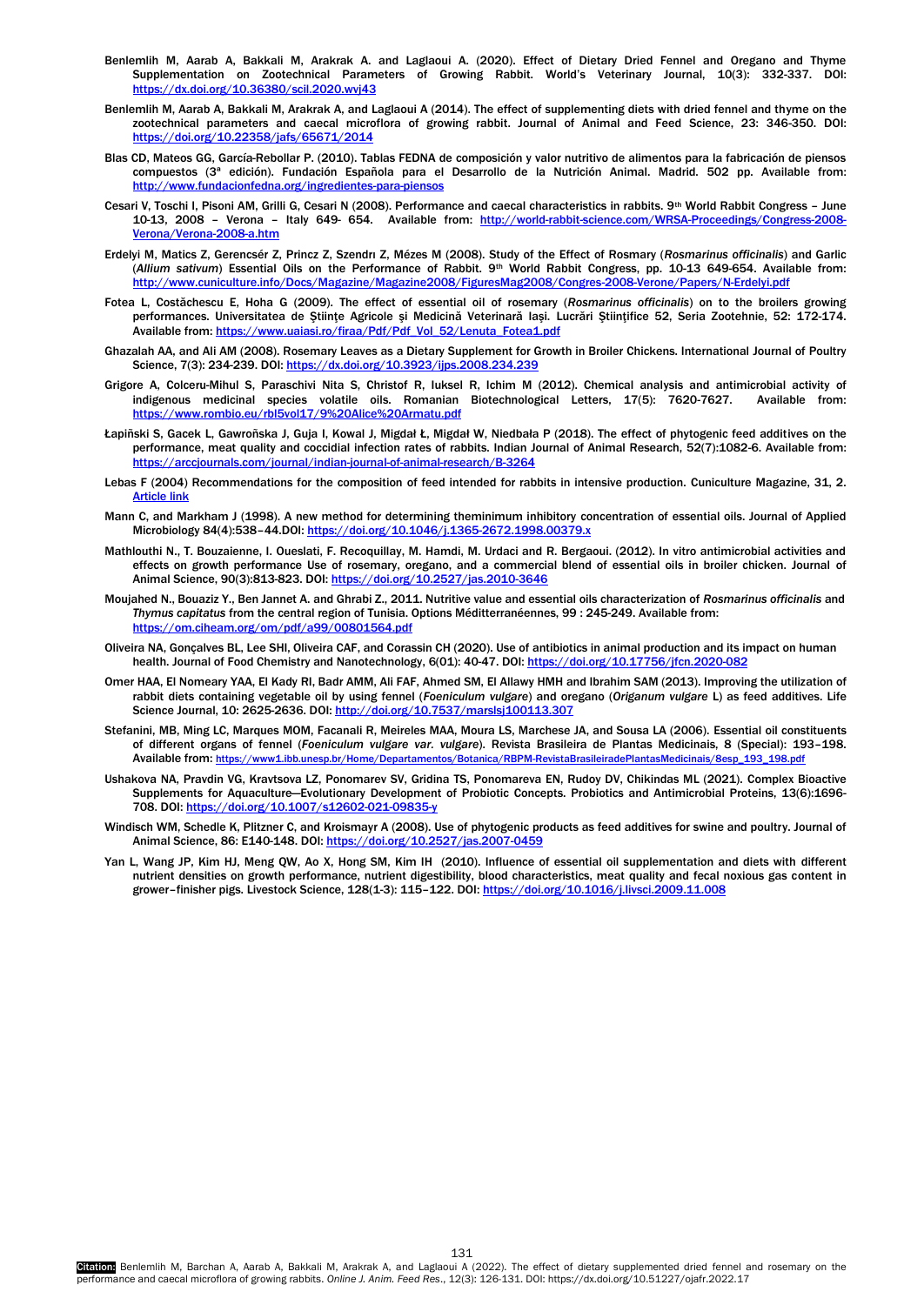Benlemlih M, Aarab A, Bakkali M, Arakrak A. and Laglaoui A. (2020). Effect of Dietary Dried Fennel and Oregano and Thyme Supplementation on Zootechnical Parameters of Growing Rabbit. World's Veterinary Journal, 10(3): 332-337. DOI: https://dx.doi.org/10.36380/scil.2020.wvj43

Benlemlih M, Aarab A, Bakkali M, Arakrak A, and Laglaoui A (2014). The effect of supplementing diets with dried fennel and thyme on the zootechnical parameters and caecal microflora of growing rabbit. Journal of Animal and Feed Science, 23: 346-350. DOI: https://doi.org/10.22358/jafs/65671/2014

Blas CD, Mateos GG, García-Rebollar P. (2010). Tablas FEDNA de composición y valor nutritivo de alimentos para la fabricación de piensos compuestos (3ª edición). Fundación Española para el Desarrollo de la Nutrición Animal. Madrid. 502 pp. Available from: http://www.fundacionfedna.org/ingredientes-para-piensos

Cesari V, Toschi I, Pisoni AM, Grilli G, Cesari N (2008). Performance and caecal characteristics in rabbits. 9th World Rabbit Congress – June 10-13, 2008 – Verona – Italy 649- 654. Available from: http://world-rabbit-science.com/WRSA-Proceedings/Congress-2008-Verona/Verona-2008-a.htm

Erdelyi M, Matics Z, Gerencsér Z, Princz Z, Szendrı Z, Mézes M (2008). Study of the Effect of Rosmary (*Rosmarinus officinalis*) and Garlic (*Allium sativum*) Essential Oils on the Performance of Rabbit. 9th World Rabbit Congress, pp. 10-13 649-654. Available from: http://www.cuniculture.info/Docs/Magazine/Magazine2008/FiguresMag2008/Congres-2008-Verone/Papers/N-Erdelyi.pdf

Fotea L, Costăchescu E, Hoha G (2009). The effect of essential oil of rosemary (*Rosmarinus officinalis*) on to the broilers growing performances. Universitatea de Ştiinţe Agricole şi Medicină Veterinară Iaşi. Lucrări Ştiinţifice 52, Seria Zootehnie, 52: 172-174. Available from: https://www.uaiasi.ro/firaa/Pdf/Pdf_Vol_52/Lenuta_Fotea1.pdf

Ghazalah AA, and Ali AM (2008). Rosemary Leaves as a Dietary Supplement for Growth in Broiler Chickens. International Journal of Poultry Science, 7(3): 234-239. DOI: https://dx.doi.org/10.3923/ijps.2008.234.239

Grigore A, Colceru-Mihul S, Paraschivi Nita S, Christof R, Iuksel R, Ichim M (2012). Chemical analysis and antimicrobial activity of indigenous medicinal species volatile oils. Romanian Biotechnological Letters, 17(5): 7620-7627. Available from: https://www.rombio.eu/rbl5vol17/9%20Alice%20Armatu.pdf

Łapiński S, Gacek L, Gawrońska J, Guja I, Kowal J, Migdał Ł, Migdał W, Niedbała P (2018). The effect of phytogenic feed additives on the performance, meat quality and coccidial infection rates of rabbits. Indian Journal of Animal Research, 52(7):1082-6. Available from: https://arccjournals.com/journal/indian-journal-of-animal-research/B-3264

Lebas F (2004) Recommendations for the composition of feed intended for rabbits in intensive production. Cuniculture Magazine, 31, 2. Article link

Mann C, and Markham J (1998). A new method for determining theminimum inhibitory concentration of essential oils. Journal of Applied Microbiology 84(4):538–44.DOI: https://doi.org/10.1046/j.1365-2672.1998.00379.x

Mathlouthi N., T. Bouzaienne, I. Oueslati, F. Recoquillay, M. Hamdi, M. Urdaci and R. Bergaoui. (2012). In vitro antimicrobial activities and effects on growth performance Use of rosemary, oregano, and a commercial blend of essential oils in broiler chicken. Journal of Animal Science, 90(3):813-823. DOI: https://doi.org/10.2527/jas.2010-3646

Moujahed N., Bouaziz Y., Ben Jannet A. and Ghrabi Z., 2011. Nutritive value and essential oils characterization of *Rosmarinus officinalis* and *Thymus capitatus* from the central region of Tunisia. Options Méditterranéennes, 99 : 245-249. Available from: https://om.ciheam.org/om/pdf/a99/00801564.pdf

Oliveira NA, Gonçalves BL, Lee SHI, Oliveira CAF, and Corassin CH (2020). Use of antibiotics in animal production and its impact on human health. Journal of Food Chemistry and Nanotechnology, 6(01): 40-47. DOI: https://doi.org/10.17756/jfcn.2020-082

Omer HAA, El Nomeary YAA, El Kady RI, Badr AMM, Ali FAF, Ahmed SM, El Allawy HMH and Ibrahim SAM (2013). Improving the utilization of rabbit diets containing vegetable oil by using fennel (*Foeniculum vulgare*) and oregano (*Origanum vulgare* L) as feed additives. Life Science Journal, 10: 2625-2636. DOI: http://doi.org/10.7537/marslsj100113.307

Stefanini, MB, Ming LC, Marques MOM, Facanali R, Meireles MAA, Moura LS, Marchese JA, and Sousa LA (2006). Essential oil constituents of different organs of fennel (*Foeniculum vulgare var. vulgare*). Revista Brasileira de Plantas Medicinais, 8 (Special): 193–198. Available from: https://www1.ibb.unesp.br/Home/Departamentos/Botanica/RBPM-RevistaBrasileiradePlantasMedicinais/8esp_193_198.pdf

Ushakova NA, Pravdin VG, Kravtsova LZ, Ponomarev SV, Gridina TS, Ponomareva EN, Rudoy DV, Chikindas ML (2021). Complex Bioactive Supplements for Aquaculture—Evolutionary Development of Probiotic Concepts. Probiotics and Antimicrobial Proteins, 13(6):1696-708. DOI: https://doi.org/10.1007/s12602-021-09835-y

Windisch WM, Schedle K, Plitzner C, and Kroismayr A (2008). Use of phytogenic products as feed additives for swine and poultry. Journal of Animal Science, 86: E140-148. DOI: https://doi.org/10.2527/jas.2007-0459

Yan L, Wang JP, Kim HJ, Meng QW, Ao X, Hong SM, Kim IH (2010). Influence of essential oil supplementation and diets with different nutrient densities on growth performance, nutrient digestibility, blood characteristics, meat quality and fecal noxious gas content in grower–finisher pigs. Livestock Science, 128(1-3): 115–122. DOI: https://doi.org/10.1016/j.livsci.2009.11.008